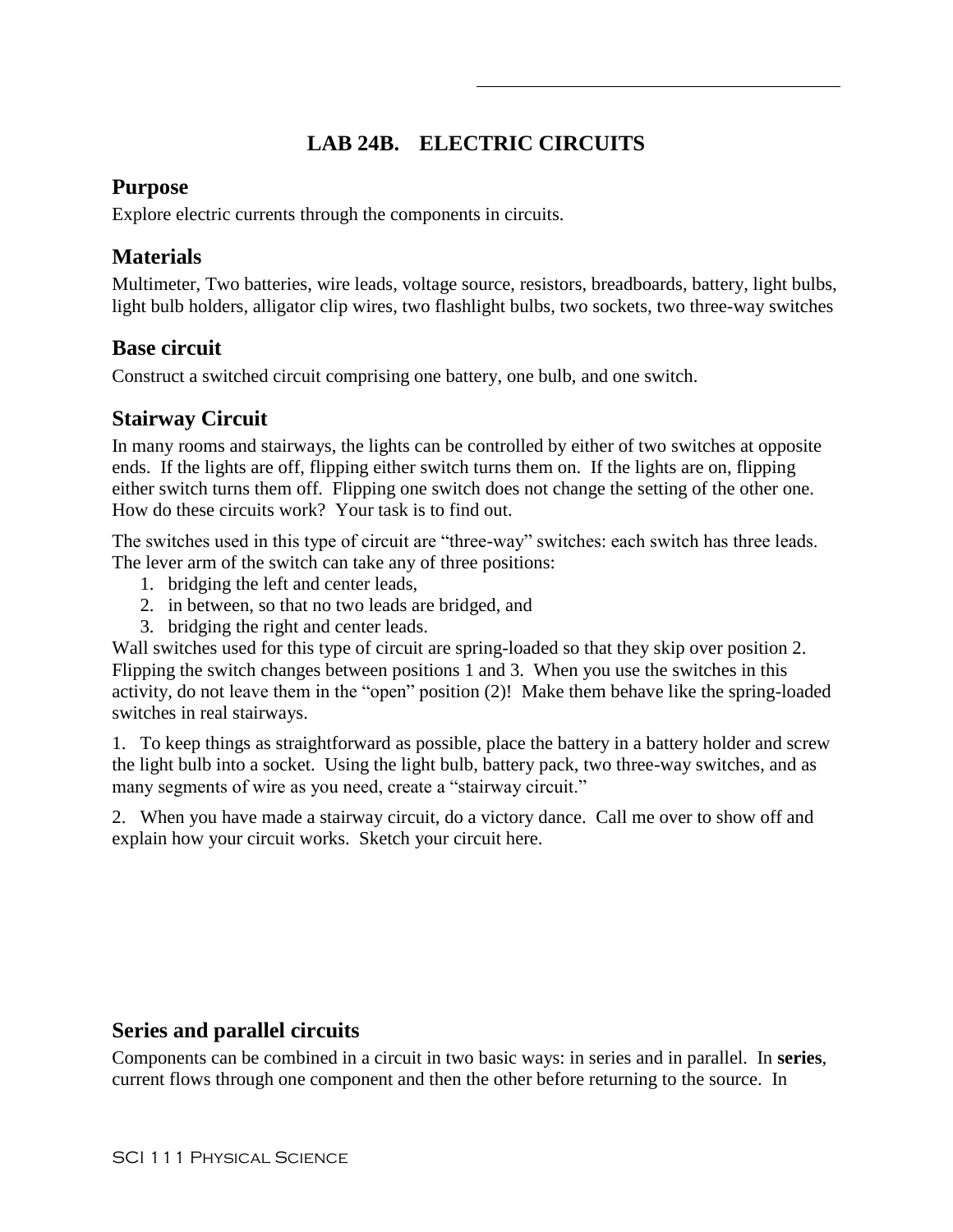# LAB 24B. ELECTRIC CIRCUITS

## Purpose

Explore electric currents through the components in circuits.

## Materials

Multimeter, Two batteries, wire leads, voltage source, resistors, breadboards, battery, light bulbs, light bulb holders, alligator clip wires, two flashlight bulbs, two sockets, two three-way switches

## Base circuit

Construct a switched circuit comprising one battery, one bulb, and one switch.

## Stairway Circuit

In many rooms and stairways, the lights can be controlled by either of two switches at opposite ends. If the lights are off, flipping either switch turns them on. If the lights are on, flipping either switch turns them off. Flipping one switch does not change the setting of the other one. How do these circuits work? Your task is to find out.

The switches used in this type of circuit are "three-way" switches: each switch has three leads. The lever arm of the switch can take any of three positions:

1. bridging the left and center leads,
2. in between, so that no two leads are bridged, and
3. bridging the right and center leads.

Wall switches used for this type of circuit are spring-loaded so that they skip over position 2. Flipping the switch changes between positions 1 and 3. When you use the switches in this activity, do not leave them in the "open" position (2)! Make them behave like the spring-loaded switches in real stairways.

1. To keep things as straightforward as possible, place the battery in a battery holder and screw the light bulb into a socket. Using the light bulb, battery pack, two three-way switches, and as many segments of wire as you need, create a "stairway circuit."

2. When you have made a stairway circuit, do a victory dance. Call me over to show off and explain how your circuit works. Sketch your circuit here.

## Series and parallel circuits

Components can be combined in a circuit in two basic ways: in series and in parallel. In **series**, current flows through one component and then the other before returning to the source. In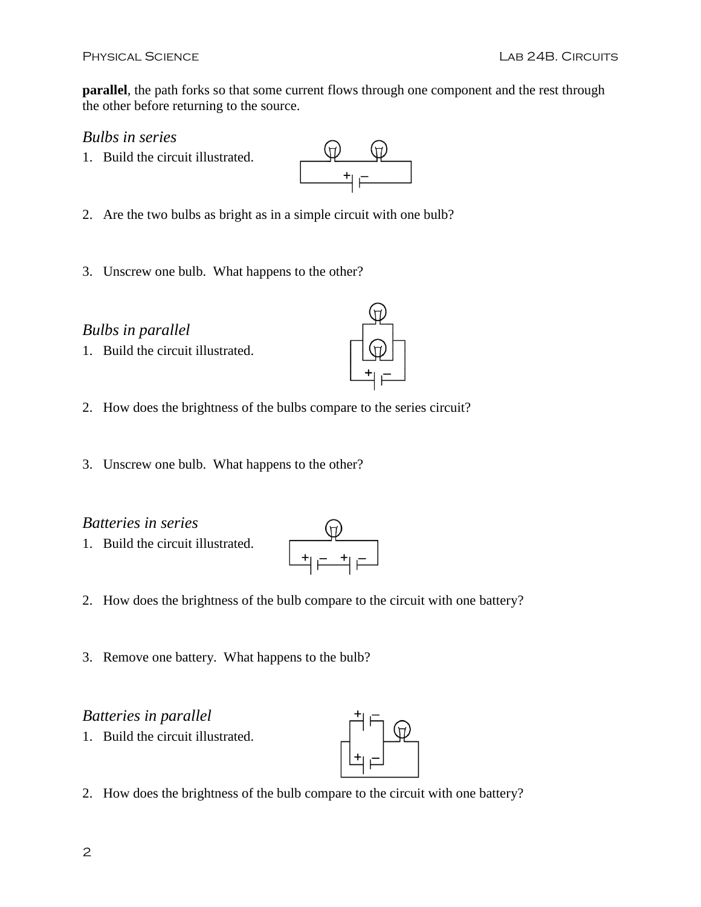**parallel**, the path forks so that some current flows through one component and the rest through the other before returning to the source.

*Bulbs in series*

1. Build the circuit illustrated.

2. Are the two bulbs as bright as in a simple circuit with one bulb?

3. Unscrew one bulb. What happens to the other?

*Bulbs in parallel*

1. Build the circuit illustrated.

2. How does the brightness of the bulbs compare to the series circuit?

3. Unscrew one bulb. What happens to the other?

*Batteries in series*

1. Build the circuit illustrated.

2. How does the brightness of the bulb compare to the circuit with one battery?

3. Remove one battery. What happens to the bulb?

*Batteries in parallel*

1. Build the circuit illustrated.

2. How does the brightness of the bulb compare to the circuit with one battery?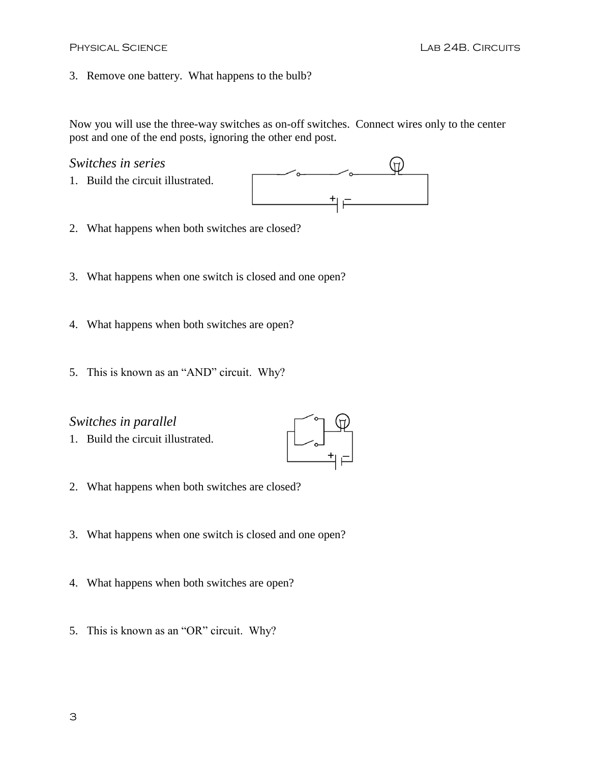3. Remove one battery. What happens to the bulb?

Now you will use the three-way switches as on-off switches. Connect wires only to the center post and one of the end posts, ignoring the other end post.

### *Switches in series*

1. Build the circuit illustrated.
2. What happens when both switches are closed?
3. What happens when one switch is closed and one open?
4. What happens when both switches are open?
5. This is known as an "AND" circuit. Why?

### *Switches in parallel*

1. Build the circuit illustrated.
2. What happens when both switches are closed?
3. What happens when one switch is closed and one open?
4. What happens when both switches are open?
5. This is known as an "OR" circuit. Why?